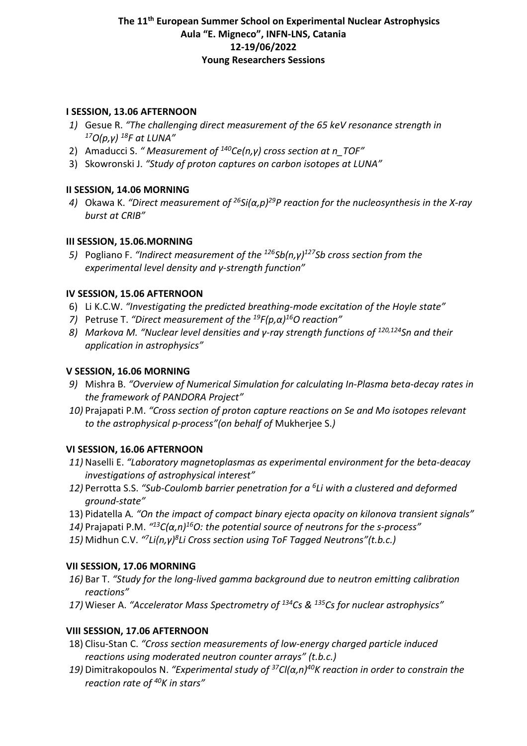# The 11th European Summer School on Experimental Nuclear Astrophysics
## Aula "E. Migneco", INFN-LNS, Catania
## 12-19/06/2022
## Young Researchers Sessions

### I SESSION, 13.06 AFTERNOON

1) Gesue R. *"The challenging direct measurement of the 65 keV resonance strength in $^{17}O(p,\gamma)$ $^{18}F$ at LUNA"*
2) Amaducci S. *" Measurement of $^{140}Ce(n,\gamma)$ cross section at n_TOF"*
3) Skowronski J. *"Study of proton captures on carbon isotopes at LUNA"*

### II SESSION, 14.06 MORNING

4) Okawa K. *"Direct measurement of $^{26}Si(\alpha,p)^{29}P$ reaction for the nucleosynthesis in the X-ray burst at CRIB"*

### III SESSION, 15.06.MORNING

5) Pogliano F. *"Indirect measurement of the $^{126}Sb(n,\gamma)^{127}Sb$ cross section from the experimental level density and γ-strength function"*

### IV SESSION, 15.06 AFTERNOON

6) Li K.C.W. *"Investigating the predicted breathing-mode excitation of the Hoyle state"*
7) Petruse T. *"Direct measurement of the $^{19}F(p,\alpha)^{16}O$ reaction"*
8) *Markova M. "Nuclear level densities and γ-ray strength functions of $^{120,124}Sn$ and their application in astrophysics"*

### V SESSION, 16.06 MORNING

9) Mishra B. *"Overview of Numerical Simulation for calculating In-Plasma beta-decay rates in the framework of PANDORA Project"*
10) Prajapati P.M. *"Cross section of proton capture reactions on Se and Mo isotopes relevant to the astrophysical p-process"(on behalf of* Mukherjee S.*)*

### VI SESSION, 16.06 AFTERNOON

11) Naselli E. *"Laboratory magnetoplasmas as experimental environment for the beta-deacay investigations of astrophysical interest"*
12) Perrotta S.S. *"Sub-Coulomb barrier penetration for a $^{6}Li$ with a clustered and deformed ground-state"*
13) Pidatella A. *"On the impact of compact binary ejecta opacity on kilonova transient signals"*
14) Prajapati P.M. *"$^{13}C(\alpha,n)^{16}O$: the potential source of neutrons for the s-process"*
15) Midhun C.V. *"$^{7}Li(n,\gamma)^{8}Li$ Cross section using ToF Tagged Neutrons"(t.b.c.)*

### VII SESSION, 17.06 MORNING

16) Bar T. *"Study for the long-lived gamma background due to neutron emitting calibration reactions"*
17) Wieser A. *"Accelerator Mass Spectrometry of $^{134}Cs$ & $^{135}Cs$ for nuclear astrophysics"*

### VIII SESSION, 17.06 AFTERNOON

18) Clisu-Stan C. *"Cross section measurements of low-energy charged particle induced reactions using moderated neutron counter arrays" (t.b.c.)*
19) Dimitrakopoulos N. *"Experimental study of $^{37}Cl(\alpha,n)^{40}K$ reaction in order to constrain the reaction rate of $^{40}K$ in stars"*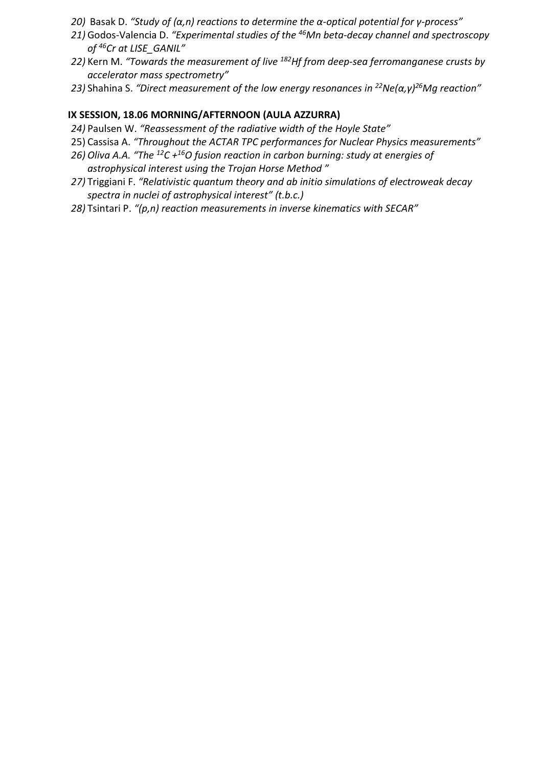20) Basak D. *"Study of (α,n) reactions to determine the α-optical potential for γ-process"*

21) Godos-Valencia D. *"Experimental studies of the $^{46}Mn$ beta-decay channel and spectroscopy of $^{46}Cr$ at LISE_GANIL"*

22) Kern M. *"Towards the measurement of live $^{182}Hf$ from deep-sea ferromanganese crusts by accelerator mass spectrometry"*

23) Shahina S. *"Direct measurement of the low energy resonances in $^{22}Ne(\alpha,\gamma)^{26}Mg$ reaction"*

**IX SESSION, 18.06 MORNING/AFTERNOON (AULA AZZURRA)**

24) Paulsen W. *"Reassessment of the radiative width of the Hoyle State"*

25) Cassisa A. *"Throughout the ACTAR TPC performances for Nuclear Physics measurements"*

26) *Oliva A.A. "The $^{12}C$ +$^{16}O$ fusion reaction in carbon burning: study at energies of astrophysical interest using the Trojan Horse Method "*

27) Triggiani F. *"Relativistic quantum theory and ab initio simulations of electroweak decay spectra in nuclei of astrophysical interest" (t.b.c.)*

28) Tsintari P. *"(p,n) reaction measurements in inverse kinematics with SECAR"*